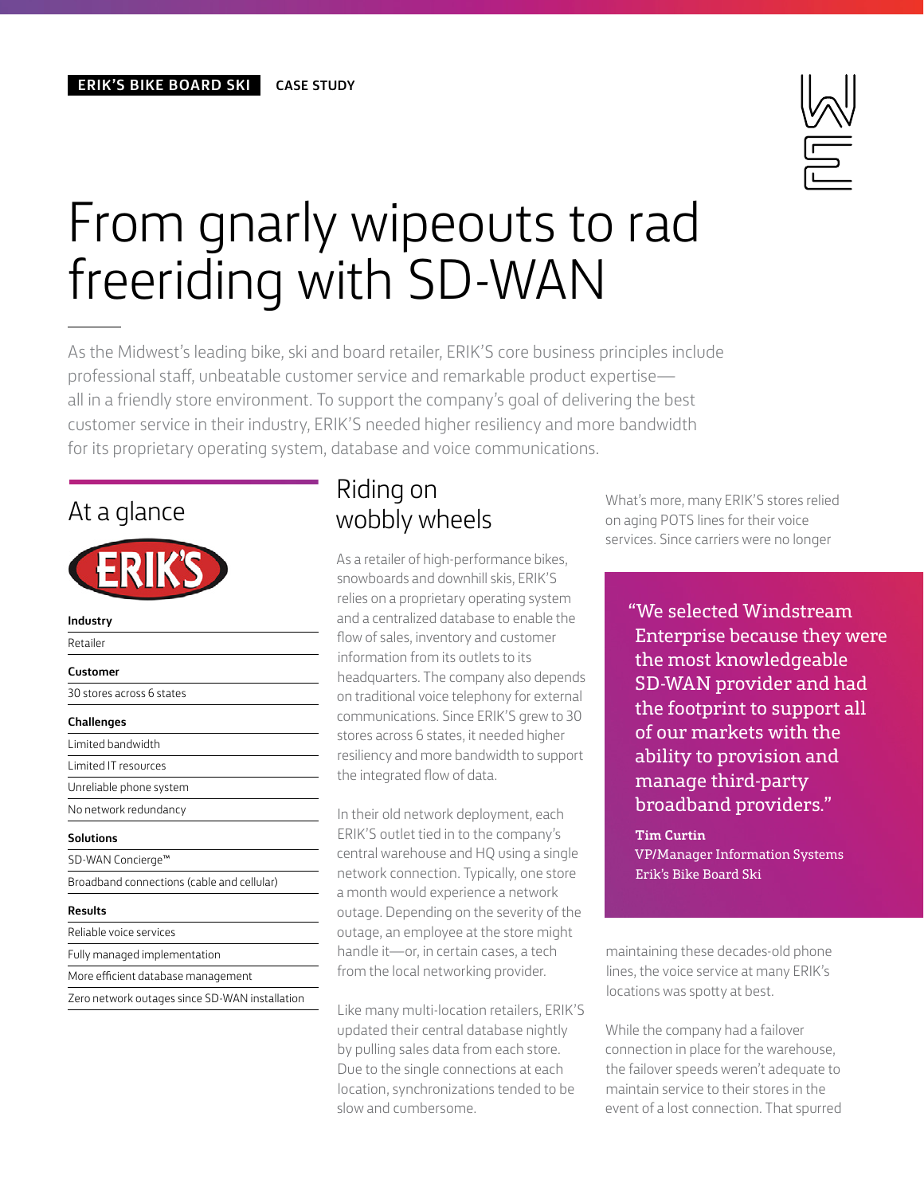**ERIK'S BIKE BOARD SKI** CASE STUDY

# From gnarly wipeouts to rad freeriding with SD-WAN

As the Midwest's leading bike, ski and board retailer, ERIK'S core business principles include professional staff, unbeatable customer service and remarkable product expertise—all in a friendly store environment. To support the company's goal of delivering the best customer service in their industry, ERIK'S needed higher resiliency and more bandwidth for its proprietary operating system, database and voice communications.

## At a glance

ERIK'S

**Industry**

Retailer

**Customer**

30 stores across 6 states

**Challenges**

- Limited bandwidth
- Limited IT resources
- Unreliable phone system
- No network redundancy

**Solutions**

- SD-WAN Concierge™
- Broadband connections (cable and cellular)

**Results**

- Reliable voice services
- Fully managed implementation
- More efficient database management
- Zero network outages since SD-WAN installation

## Riding on wobbly wheels

As a retailer of high-performance bikes, snowboards and downhill skis, ERIK'S relies on a proprietary operating system and a centralized database to enable the flow of sales, inventory and customer information from its outlets to its headquarters. The company also depends on traditional voice telephony for external communications. Since ERIK'S grew to 30 stores across 6 states, it needed higher resiliency and more bandwidth to support the integrated flow of data.

In their old network deployment, each ERIK'S outlet tied in to the company's central warehouse and HQ using a single network connection. Typically, one store a month would experience a network outage. Depending on the severity of the outage, an employee at the store might handle it—or, in certain cases, a tech from the local networking provider.

Like many multi-location retailers, ERIK'S updated their central database nightly by pulling sales data from each store. Due to the single connections at each location, synchronizations tended to be slow and cumbersome.

What's more, many ERIK'S stores relied on aging POTS lines for their voice services. Since carriers were no longer maintaining these decades-old phone lines, the voice service at many ERIK's locations was spotty at best.

> "We selected Windstream Enterprise because they were the most knowledgeable SD-WAN provider and had the footprint to support all of our markets with the ability to provision and manage third-party broadband providers."
>
> **Tim Curtin**
> VP/Manager Information Systems
> Erik's Bike Board Ski

While the company had a failover connection in place for the warehouse, the failover speeds weren't adequate to maintain service to their stores in the event of a lost connection. That spurred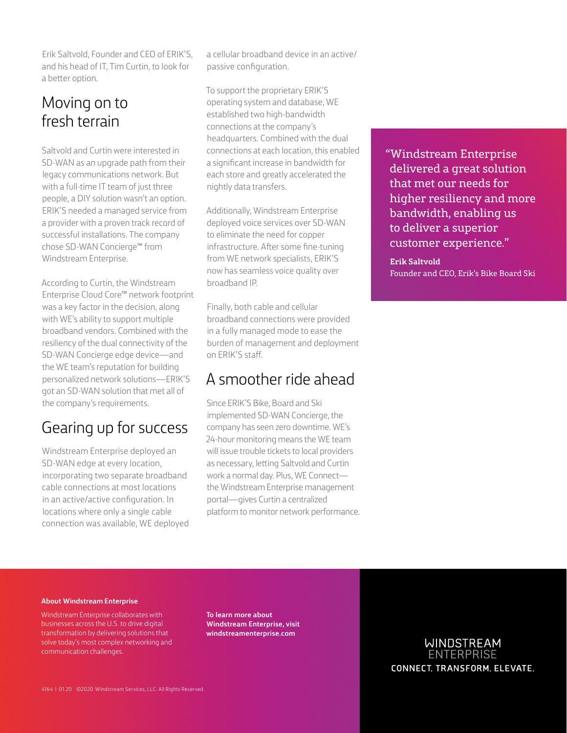Erik Saltvold, Founder and CEO of ERIK'S, and his head of IT, Tim Curtin, to look for a better option.

## Moving on to fresh terrain

Saltvold and Curtin were interested in SD-WAN as an upgrade path from their legacy communications network. But with a full-time IT team of just three people, a DIY solution wasn't an option. ERIK'S needed a managed service from a provider with a proven track record of successful installations. The company chose SD-WAN Concierge™ from Windstream Enterprise.

According to Curtin, the Windstream Enterprise Cloud Core™ network footprint was a key factor in the decision, along with WE's ability to support multiple broadband vendors. Combined with the resiliency of the dual connectivity of the SD-WAN Concierge edge device—and the WE team's reputation for building personalized network solutions—ERIK'S got an SD-WAN solution that met all of the company's requirements.

## Gearing up for success

Windstream Enterprise deployed an SD-WAN edge at every location, incorporating two separate broadband cable connections at most locations in an active/active configuration. In locations where only a single cable connection was available, WE deployed a cellular broadband device in an active/passive configuration.

To support the proprietary ERIK'S operating system and database, WE established two high-bandwidth connections at the company's headquarters. Combined with the dual connections at each location, this enabled a significant increase in bandwidth for each store and greatly accelerated the nightly data transfers.

Additionally, Windstream Enterprise deployed voice services over SD-WAN to eliminate the need for copper infrastructure. After some fine-tuning from WE network specialists, ERIK'S now has seamless voice quality over broadband IP.

Finally, both cable and cellular broadband connections were provided in a fully managed mode to ease the burden of management and deployment on ERIK'S staff.

## A smoother ride ahead

Since ERIK'S Bike, Board and Ski implemented SD-WAN Concierge, the company has seen zero downtime. WE's 24-hour monitoring means the WE team will issue trouble tickets to local providers as necessary, letting Saltvold and Curtin work a normal day. Plus, WE Connect—the Windstream Enterprise management portal—gives Curtin a centralized platform to monitor network performance.

> "Windstream Enterprise delivered a great solution that met our needs for higher resiliency and more bandwidth, enabling us to deliver a superior customer experience."
>
> **Erik Saltvold**
> Founder and CEO, Erik's Bike Board Ski

**About Windstream Enterprise**

Windstream Enterprise collaborates with businesses across the U.S. to drive digital transformation by delivering solutions that solve today's most complex networking and communication challenges.

**To learn more about Windstream Enterprise, visit windstreamenterprise.com**

WINDSTREAM ENTERPRISE
CONNECT. TRANSFORM. ELEVATE.

4164 I 01.20 ©2020 Windstream Services, LLC. All Rights Reserved.